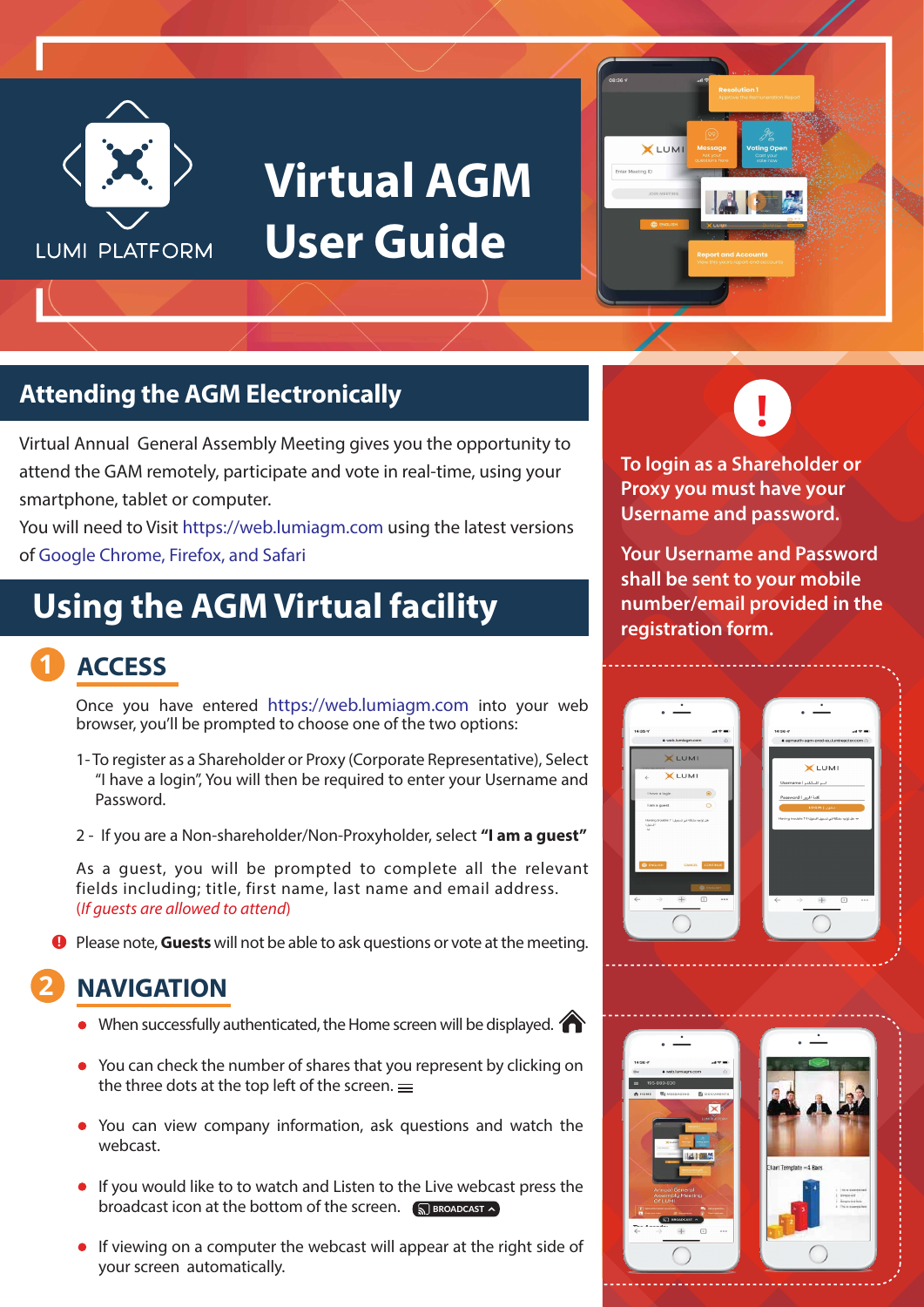LUMI PLATFORM

# Virtual AGM User Guide

## Attending the AGM Electronically

Virtual Annual General Assembly Meeting gives you the opportunity to attend the GAM remotely, participate and vote in real-time, using your smartphone, tablet or computer.

You will need to Visit https://web.lumiagm.com using the latest versions of Google Chrome, Firefox, and Safari

**To login as a Shareholder or Proxy you must have your Username and password.**

**Your Username and Password shall be sent to your mobile number/email provided in the registration form.**

## Using the AGM Virtual facility

### 1 ACCESS

Once you have entered https://web.lumiagm.com into your web browser, you'll be prompted to choose one of the two options:

1 - To register as a Shareholder or Proxy (Corporate Representative), Select "I have a login", You will then be required to enter your Username and Password.

2 - If you are a Non-shareholder/Non-Proxyholder, select **"I am a guest"**

As a guest, you will be prompted to complete all the relevant fields including; title, first name, last name and email address. (*If guests are allowed to attend*)

Please note, **Guests** will not be able to ask questions or vote at the meeting.

### 2 NAVIGATION

- When successfully authenticated, the Home screen will be displayed.
- You can check the number of shares that you represent by clicking on the three dots at the top left of the screen.
- You can view company information, ask questions and watch the webcast.
- If you would like to to watch and Listen to the Live webcast press the broadcast icon at the bottom of the screen. BROADCAST
- If viewing on a computer the webcast will appear at the right side of your screen automatically.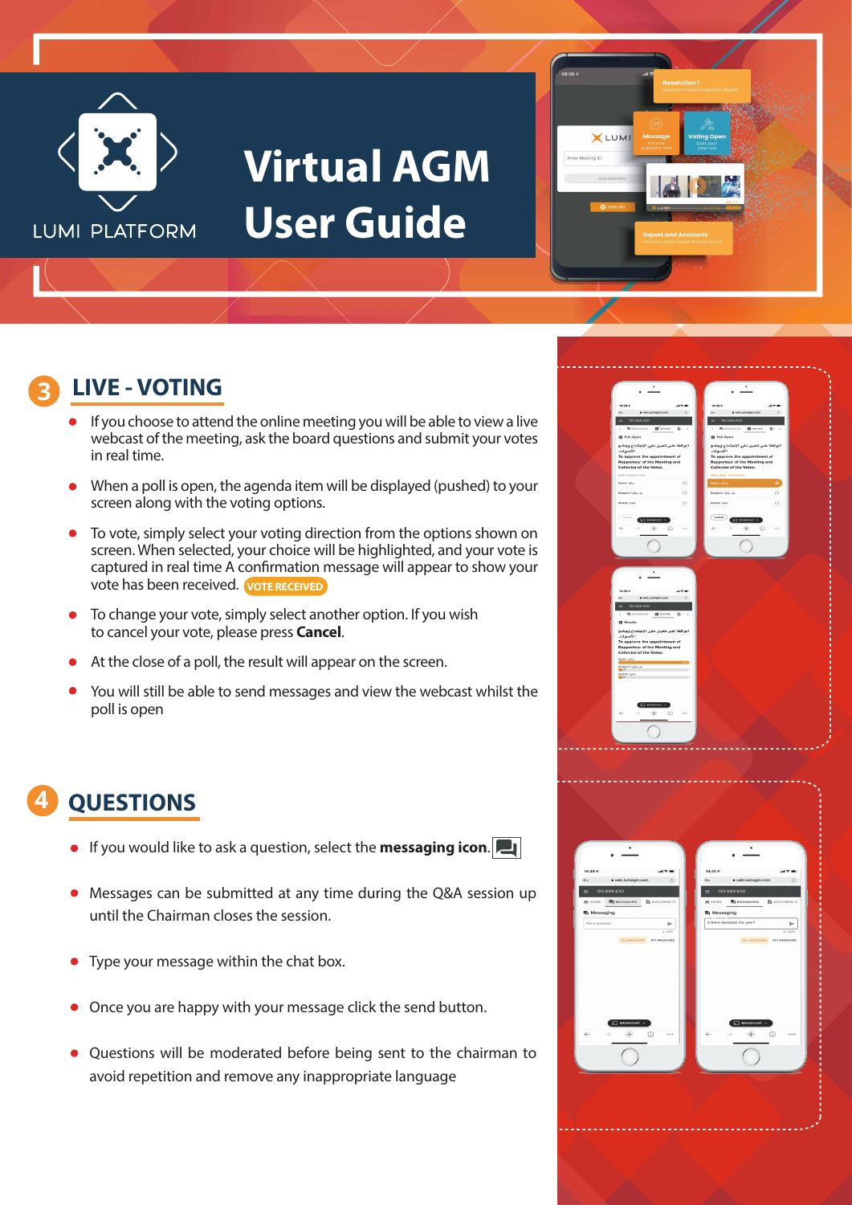LUMI PLATFORM

# Virtual AGM User Guide

## 3 LIVE - VOTING

- If you choose to attend the online meeting you will be able to view a live webcast of the meeting, ask the board questions and submit your votes in real time.
- When a poll is open, the agenda item will be displayed (pushed) to your screen along with the voting options.
- To vote, simply select your voting direction from the options shown on screen. When selected, your choice will be highlighted, and your vote is captured in real time A confirmation message will appear to show your vote has been received. VOTE RECEIVED
- To change your vote, simply select another option. If you wish to cancel your vote, please press **Cancel**.
- At the close of a poll, the result will appear on the screen.
- You will still be able to send messages and view the webcast whilst the poll is open

## 4 QUESTIONS

- If you would like to ask a question, select the **messaging icon**.
- Messages can be submitted at any time during the Q&A session up until the Chairman closes the session.
- Type your message within the chat box.
- Once you are happy with your message click the send button.
- Questions will be moderated before being sent to the chairman to avoid repetition and remove any inappropriate language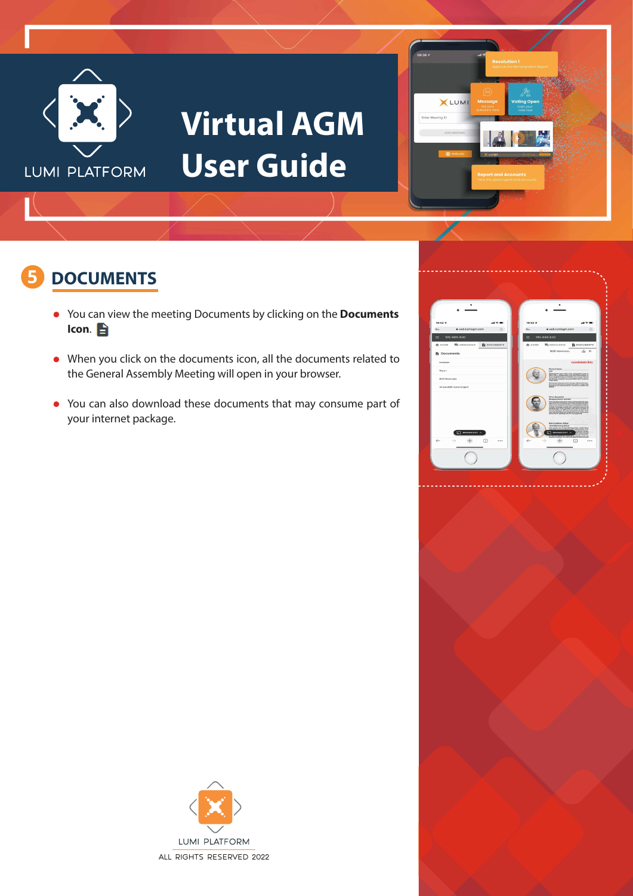# Virtual AGM User Guide

LUMI PLATFORM

## 5 DOCUMENTS

- You can view the meeting Documents by clicking on the **Documents Icon**.
- When you click on the documents icon, all the documents related to the General Assembly Meeting will open in your browser.
- You can also download these documents that may consume part of your internet package.

LUMI PLATFORM

ALL RIGHTS RESERVED 2022